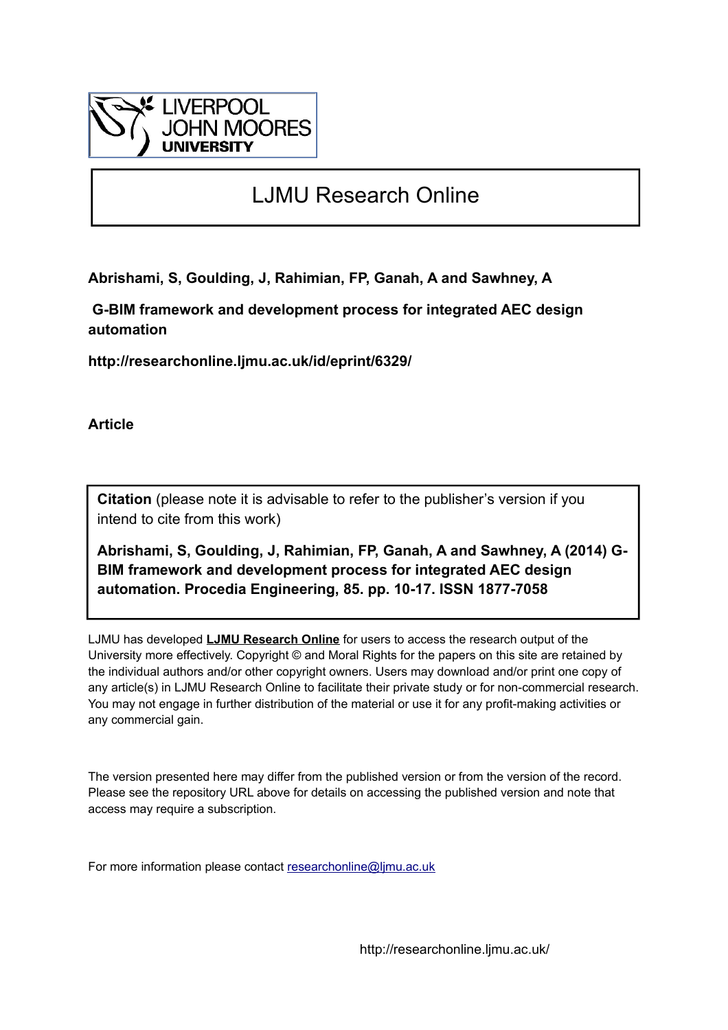LIVERPOOL
JOHN MOORES
UNIVERSITY

# LJMU Research Online

**Abrishami, S, Goulding, J, Rahimian, FP, Ganah, A and Sawhney, A**

**G-BIM framework and development process for integrated AEC design automation**

**http://researchonline.ljmu.ac.uk/id/eprint/6329/**

**Article**

**Citation** (please note it is advisable to refer to the publisher's version if you intend to cite from this work)

**Abrishami, S, Goulding, J, Rahimian, FP, Ganah, A and Sawhney, A (2014) G-BIM framework and development process for integrated AEC design automation. Procedia Engineering, 85. pp. 10-17. ISSN 1877-7058**

LJMU has developed **LJMU Research Online** for users to access the research output of the University more effectively. Copyright © and Moral Rights for the papers on this site are retained by the individual authors and/or other copyright owners. Users may download and/or print one copy of any article(s) in LJMU Research Online to facilitate their private study or for non-commercial research. You may not engage in further distribution of the material or use it for any profit-making activities or any commercial gain.

The version presented here may differ from the published version or from the version of the record. Please see the repository URL above for details on accessing the published version and note that access may require a subscription.

For more information please contact researchonline@ljmu.ac.uk

http://researchonline.ljmu.ac.uk/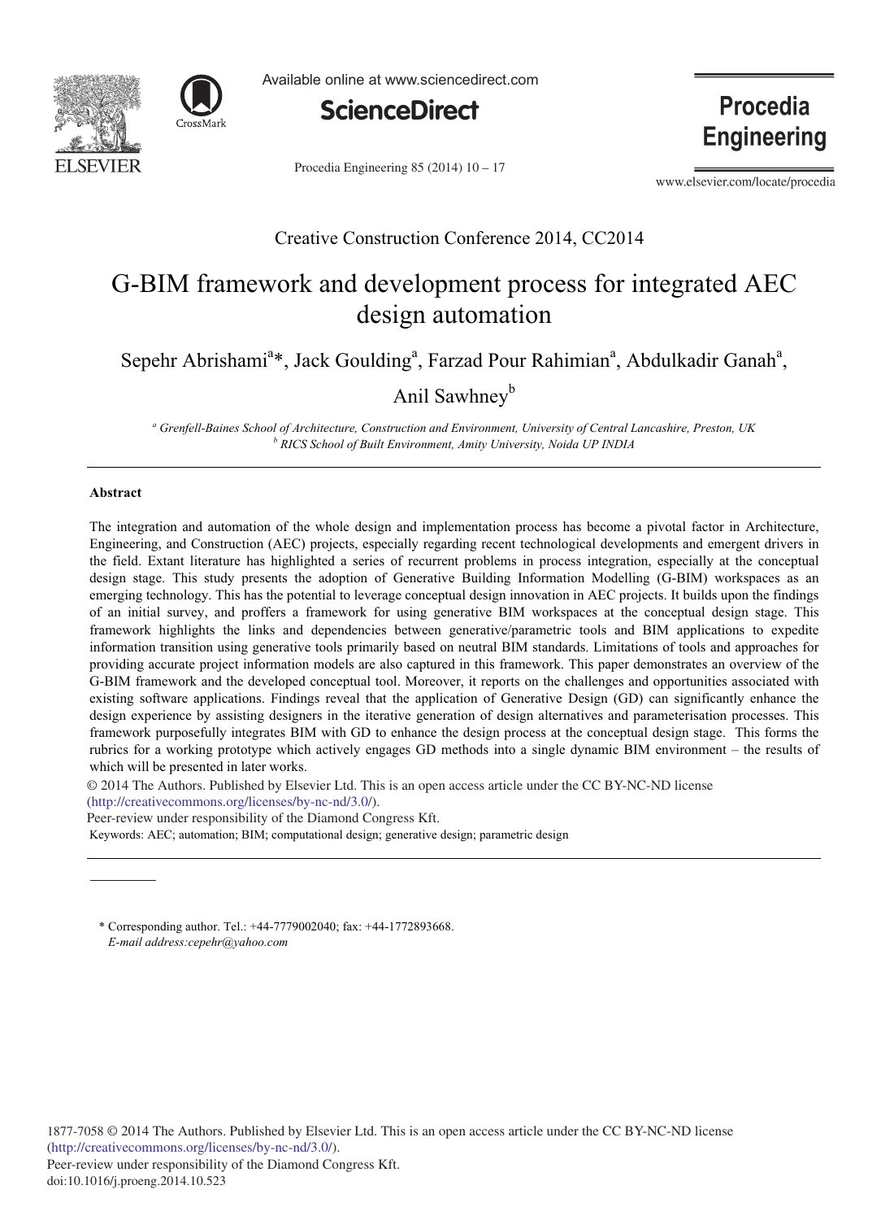Creative Construction Conference 2014, CC2014

# G-BIM framework and development process for integrated AEC design automation

Sepehr Abrishami[a]*, Jack Goulding[a], Farzad Pour Rahimian[a], Abdulkadir Ganah[a], Anil Sawhney[b]

[a] *Grenfell-Baines School of Architecture, Construction and Environment, University of Central Lancashire, Preston, UK*
[b] *RICS School of Built Environment, Amity University, Noida UP INDIA*

---

## Abstract

The integration and automation of the whole design and implementation process has become a pivotal factor in Architecture, Engineering, and Construction (AEC) projects, especially regarding recent technological developments and emergent drivers in the field. Extant literature has highlighted a series of recurrent problems in process integration, especially at the conceptual design stage. This study presents the adoption of Generative Building Information Modelling (G-BIM) workspaces as an emerging technology. This has the potential to leverage conceptual design innovation in AEC projects. It builds upon the findings of an initial survey, and proffers a framework for using generative BIM workspaces at the conceptual design stage. This framework highlights the links and dependencies between generative/parametric tools and BIM applications to expedite information transition using generative tools primarily based on neutral BIM standards. Limitations of tools and approaches for providing accurate project information models are also captured in this framework. This paper demonstrates an overview of the G-BIM framework and the developed conceptual tool. Moreover, it reports on the challenges and opportunities associated with existing software applications. Findings reveal that the application of Generative Design (GD) can significantly enhance the design experience by assisting designers in the iterative generation of design alternatives and parameterisation processes. This framework purposefully integrates BIM with GD to enhance the design process at the conceptual design stage. This forms the rubrics for a working prototype which actively engages GD methods into a single dynamic BIM environment – the results of which will be presented in later works.

© 2014 The Authors. Published by Elsevier Ltd. This is an open access article under the CC BY-NC-ND license (http://creativecommons.org/licenses/by-nc-nd/3.0/).
Peer-review under responsibility of the Diamond Congress Kft.

Keywords: AEC; automation; BIM; computational design; generative design; parametric design

---

\* Corresponding author. Tel.: +44-7779002040; fax: +44-1772893668.
*E-mail address:cepehr@yahoo.com*

1877-7058 © 2014 The Authors. Published by Elsevier Ltd. This is an open access article under the CC BY-NC-ND license (http://creativecommons.org/licenses/by-nc-nd/3.0/).
Peer-review under responsibility of the Diamond Congress Kft.
doi:10.1016/j.proeng.2014.10.523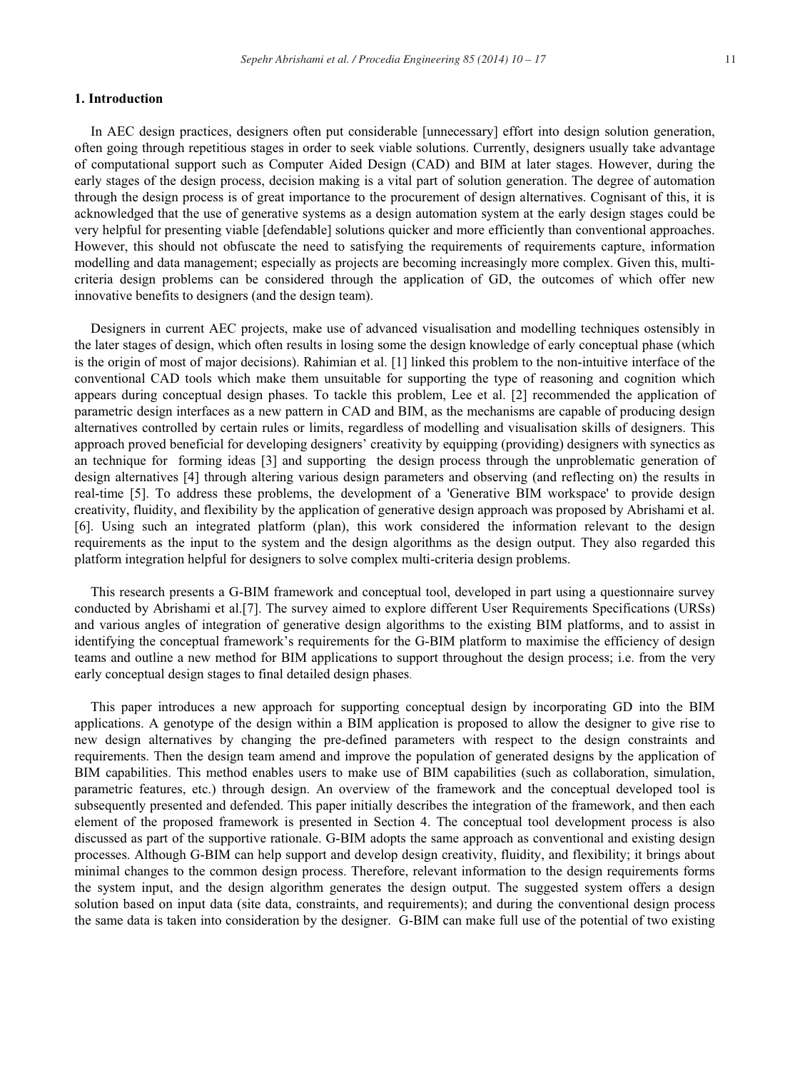## 1. Introduction

In AEC design practices, designers often put considerable [unnecessary] effort into design solution generation, often going through repetitious stages in order to seek viable solutions. Currently, designers usually take advantage of computational support such as Computer Aided Design (CAD) and BIM at later stages. However, during the early stages of the design process, decision making is a vital part of solution generation. The degree of automation through the design process is of great importance to the procurement of design alternatives. Cognisant of this, it is acknowledged that the use of generative systems as a design automation system at the early design stages could be very helpful for presenting viable [defendable] solutions quicker and more efficiently than conventional approaches. However, this should not obfuscate the need to satisfying the requirements of requirements capture, information modelling and data management; especially as projects are becoming increasingly more complex. Given this, multi-criteria design problems can be considered through the application of GD, the outcomes of which offer new innovative benefits to designers (and the design team).

Designers in current AEC projects, make use of advanced visualisation and modelling techniques ostensibly in the later stages of design, which often results in losing some the design knowledge of early conceptual phase (which is the origin of most of major decisions). Rahimian et al. [1] linked this problem to the non-intuitive interface of the conventional CAD tools which make them unsuitable for supporting the type of reasoning and cognition which appears during conceptual design phases. To tackle this problem, Lee et al. [2] recommended the application of parametric design interfaces as a new pattern in CAD and BIM, as the mechanisms are capable of producing design alternatives controlled by certain rules or limits, regardless of modelling and visualisation skills of designers. This approach proved beneficial for developing designers' creativity by equipping (providing) designers with synectics as an technique for forming ideas [3] and supporting the design process through the unproblematic generation of design alternatives [4] through altering various design parameters and observing (and reflecting on) the results in real-time [5]. To address these problems, the development of a 'Generative BIM workspace' to provide design creativity, fluidity, and flexibility by the application of generative design approach was proposed by Abrishami et al. [6]. Using such an integrated platform (plan), this work considered the information relevant to the design requirements as the input to the system and the design algorithms as the design output. They also regarded this platform integration helpful for designers to solve complex multi-criteria design problems.

This research presents a G-BIM framework and conceptual tool, developed in part using a questionnaire survey conducted by Abrishami et al.[7]. The survey aimed to explore different User Requirements Specifications (URSs) and various angles of integration of generative design algorithms to the existing BIM platforms, and to assist in identifying the conceptual framework's requirements for the G-BIM platform to maximise the efficiency of design teams and outline a new method for BIM applications to support throughout the design process; i.e. from the very early conceptual design stages to final detailed design phases.

This paper introduces a new approach for supporting conceptual design by incorporating GD into the BIM applications. A genotype of the design within a BIM application is proposed to allow the designer to give rise to new design alternatives by changing the pre-defined parameters with respect to the design constraints and requirements. Then the design team amend and improve the population of generated designs by the application of BIM capabilities. This method enables users to make use of BIM capabilities (such as collaboration, simulation, parametric features, etc.) through design. An overview of the framework and the conceptual developed tool is subsequently presented and defended. This paper initially describes the integration of the framework, and then each element of the proposed framework is presented in Section 4. The conceptual tool development process is also discussed as part of the supportive rationale. G-BIM adopts the same approach as conventional and existing design processes. Although G-BIM can help support and develop design creativity, fluidity, and flexibility; it brings about minimal changes to the common design process. Therefore, relevant information to the design requirements forms the system input, and the design algorithm generates the design output. The suggested system offers a design solution based on input data (site data, constraints, and requirements); and during the conventional design process the same data is taken into consideration by the designer. G-BIM can make full use of the potential of two existing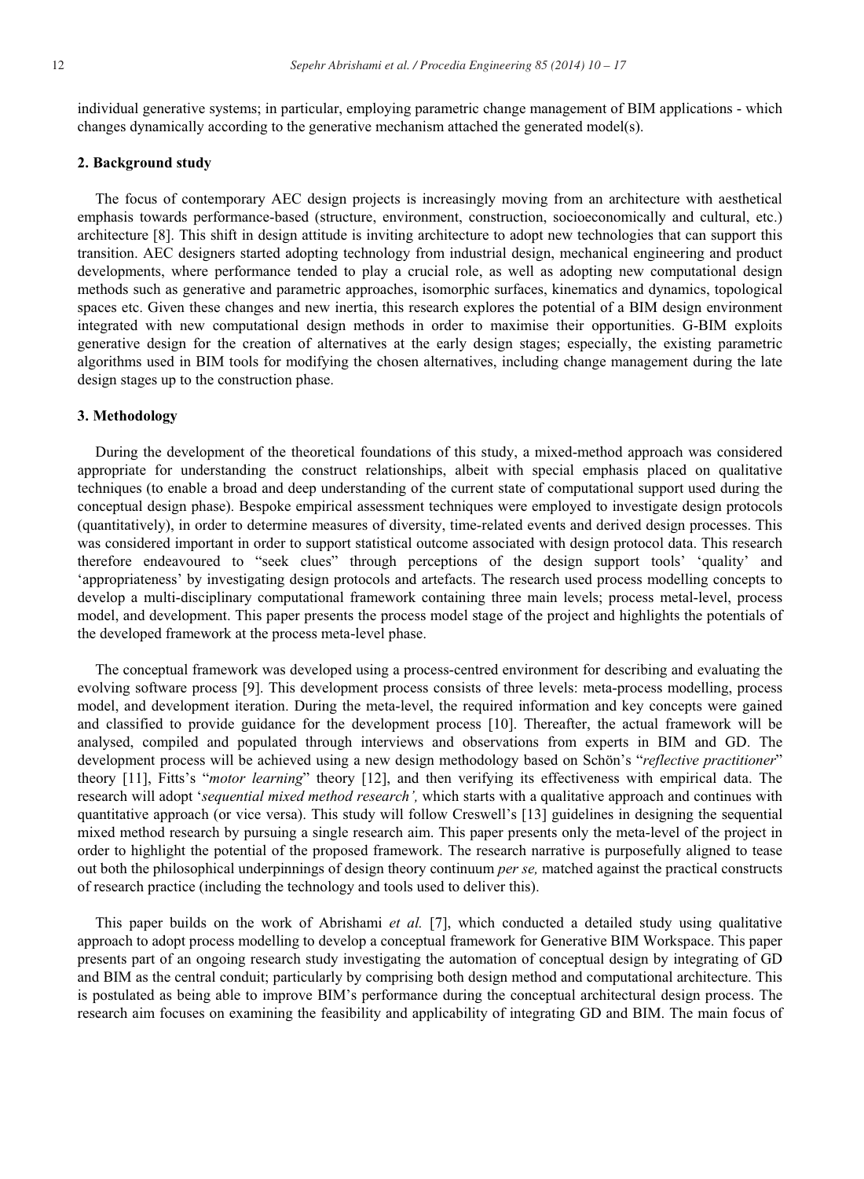individual generative systems; in particular, employing parametric change management of BIM applications - which changes dynamically according to the generative mechanism attached the generated model(s).

## 2. Background study

The focus of contemporary AEC design projects is increasingly moving from an architecture with aesthetical emphasis towards performance-based (structure, environment, construction, socioeconomically and cultural, etc.) architecture [8]. This shift in design attitude is inviting architecture to adopt new technologies that can support this transition. AEC designers started adopting technology from industrial design, mechanical engineering and product developments, where performance tended to play a crucial role, as well as adopting new computational design methods such as generative and parametric approaches, isomorphic surfaces, kinematics and dynamics, topological spaces etc. Given these changes and new inertia, this research explores the potential of a BIM design environment integrated with new computational design methods in order to maximise their opportunities. G-BIM exploits generative design for the creation of alternatives at the early design stages; especially, the existing parametric algorithms used in BIM tools for modifying the chosen alternatives, including change management during the late design stages up to the construction phase.

## 3. Methodology

During the development of the theoretical foundations of this study, a mixed-method approach was considered appropriate for understanding the construct relationships, albeit with special emphasis placed on qualitative techniques (to enable a broad and deep understanding of the current state of computational support used during the conceptual design phase). Bespoke empirical assessment techniques were employed to investigate design protocols (quantitatively), in order to determine measures of diversity, time-related events and derived design processes. This was considered important in order to support statistical outcome associated with design protocol data. This research therefore endeavoured to "seek clues" through perceptions of the design support tools' 'quality' and 'appropriateness' by investigating design protocols and artefacts. The research used process modelling concepts to develop a multi-disciplinary computational framework containing three main levels; process metal-level, process model, and development. This paper presents the process model stage of the project and highlights the potentials of the developed framework at the process meta-level phase.

The conceptual framework was developed using a process-centred environment for describing and evaluating the evolving software process [9]. This development process consists of three levels: meta-process modelling, process model, and development iteration. During the meta-level, the required information and key concepts were gained and classified to provide guidance for the development process [10]. Thereafter, the actual framework will be analysed, compiled and populated through interviews and observations from experts in BIM and GD. The development process will be achieved using a new design methodology based on Schön's "*reflective practitioner*" theory [11], Fitts's "*motor learning*" theory [12], and then verifying its effectiveness with empirical data. The research will adopt '*sequential mixed method research',* which starts with a qualitative approach and continues with quantitative approach (or vice versa). This study will follow Creswell's [13] guidelines in designing the sequential mixed method research by pursuing a single research aim. This paper presents only the meta-level of the project in order to highlight the potential of the proposed framework. The research narrative is purposefully aligned to tease out both the philosophical underpinnings of design theory continuum *per se,* matched against the practical constructs of research practice (including the technology and tools used to deliver this).

This paper builds on the work of Abrishami *et al.* [7], which conducted a detailed study using qualitative approach to adopt process modelling to develop a conceptual framework for Generative BIM Workspace. This paper presents part of an ongoing research study investigating the automation of conceptual design by integrating of GD and BIM as the central conduit; particularly by comprising both design method and computational architecture. This is postulated as being able to improve BIM's performance during the conceptual architectural design process. The research aim focuses on examining the feasibility and applicability of integrating GD and BIM. The main focus of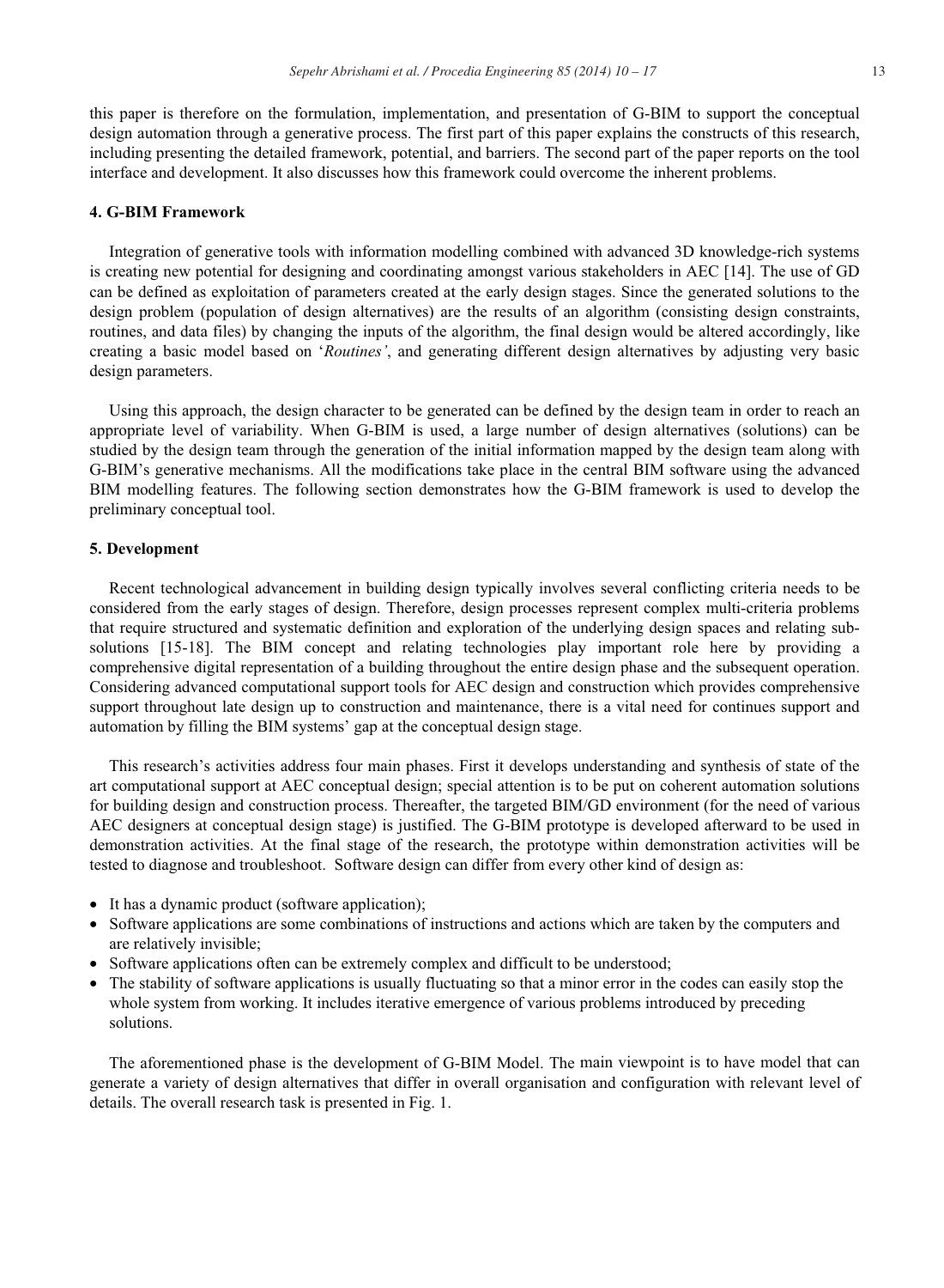this paper is therefore on the formulation, implementation, and presentation of G-BIM to support the conceptual design automation through a generative process. The first part of this paper explains the constructs of this research, including presenting the detailed framework, potential, and barriers. The second part of the paper reports on the tool interface and development. It also discusses how this framework could overcome the inherent problems.

## 4. G-BIM Framework

Integration of generative tools with information modelling combined with advanced 3D knowledge-rich systems is creating new potential for designing and coordinating amongst various stakeholders in AEC [14]. The use of GD can be defined as exploitation of parameters created at the early design stages. Since the generated solutions to the design problem (population of design alternatives) are the results of an algorithm (consisting design constraints, routines, and data files) by changing the inputs of the algorithm, the final design would be altered accordingly, like creating a basic model based on '*Routines'*, and generating different design alternatives by adjusting very basic design parameters.

Using this approach, the design character to be generated can be defined by the design team in order to reach an appropriate level of variability. When G-BIM is used, a large number of design alternatives (solutions) can be studied by the design team through the generation of the initial information mapped by the design team along with G-BIM's generative mechanisms. All the modifications take place in the central BIM software using the advanced BIM modelling features. The following section demonstrates how the G-BIM framework is used to develop the preliminary conceptual tool.

## 5. Development

Recent technological advancement in building design typically involves several conflicting criteria needs to be considered from the early stages of design. Therefore, design processes represent complex multi-criteria problems that require structured and systematic definition and exploration of the underlying design spaces and relating sub-solutions [15-18]. The BIM concept and relating technologies play important role here by providing a comprehensive digital representation of a building throughout the entire design phase and the subsequent operation. Considering advanced computational support tools for AEC design and construction which provides comprehensive support throughout late design up to construction and maintenance, there is a vital need for continues support and automation by filling the BIM systems' gap at the conceptual design stage.

This research's activities address four main phases. First it develops understanding and synthesis of state of the art computational support at AEC conceptual design; special attention is to be put on coherent automation solutions for building design and construction process. Thereafter, the targeted BIM/GD environment (for the need of various AEC designers at conceptual design stage) is justified. The G-BIM prototype is developed afterward to be used in demonstration activities. At the final stage of the research, the prototype within demonstration activities will be tested to diagnose and troubleshoot. Software design can differ from every other kind of design as:

- It has a dynamic product (software application);
- Software applications are some combinations of instructions and actions which are taken by the computers and are relatively invisible;
- Software applications often can be extremely complex and difficult to be understood;
- The stability of software applications is usually fluctuating so that a minor error in the codes can easily stop the whole system from working. It includes iterative emergence of various problems introduced by preceding solutions.

The aforementioned phase is the development of G-BIM Model. The main viewpoint is to have model that can generate a variety of design alternatives that differ in overall organisation and configuration with relevant level of details. The overall research task is presented in Fig. 1.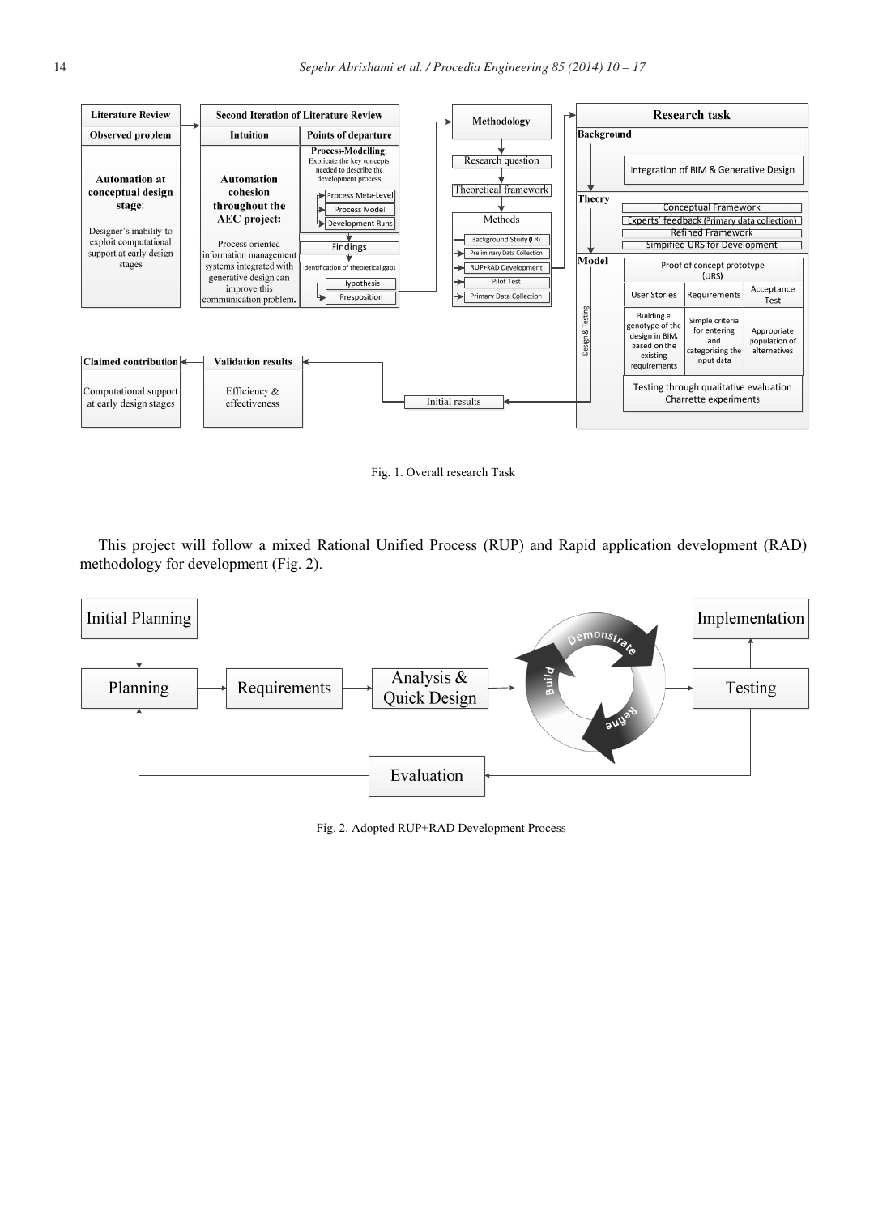Fig. 1. Overall research Task

This project will follow a mixed Rational Unified Process (RUP) and Rapid application development (RAD) methodology for development (Fig. 2).

Fig. 2. Adopted RUP+RAD Development Process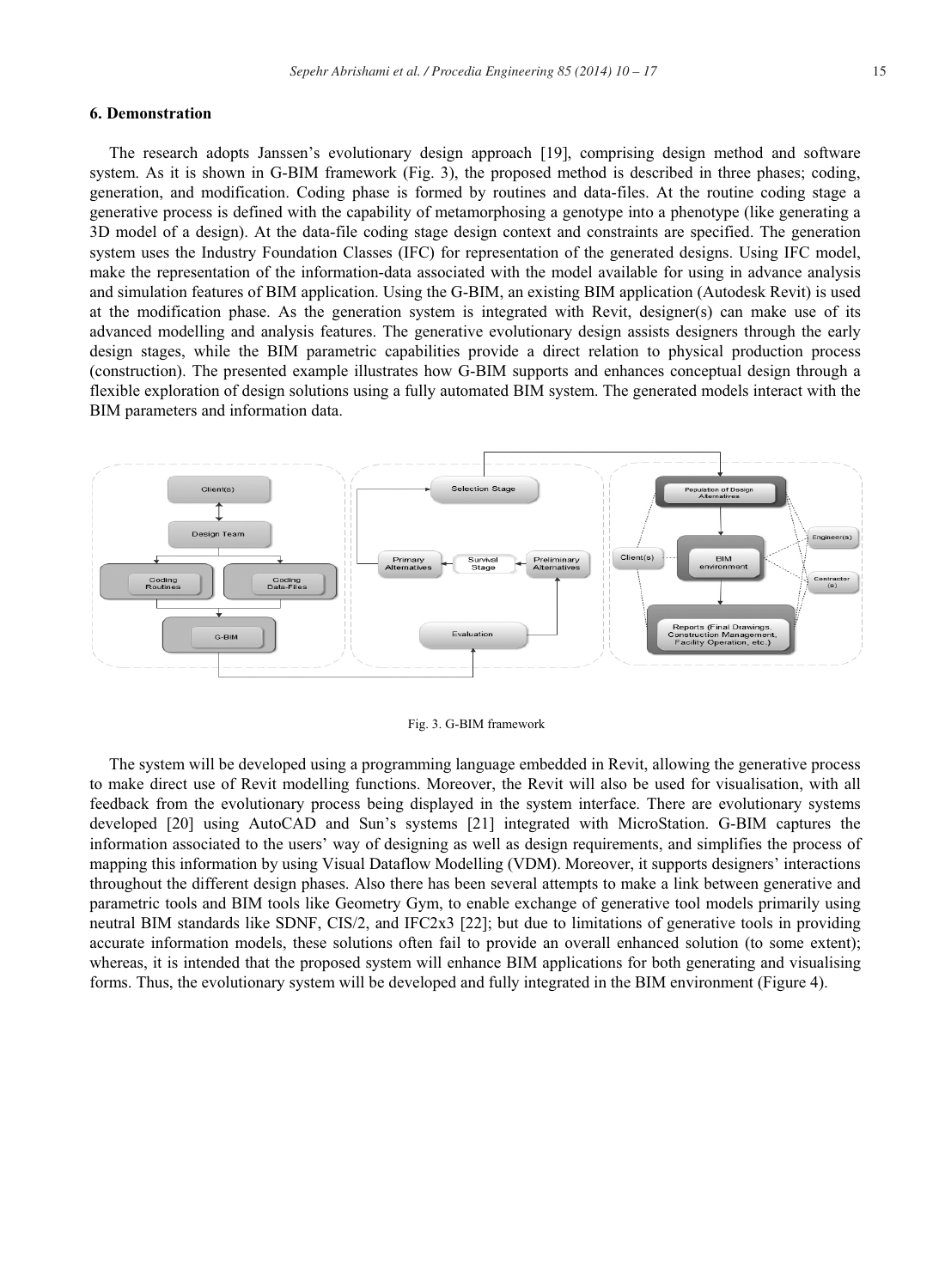## 6. Demonstration

The research adopts Janssen's evolutionary design approach [19], comprising design method and software system. As it is shown in G-BIM framework (Fig. 3), the proposed method is described in three phases; coding, generation, and modification. Coding phase is formed by routines and data-files. At the routine coding stage a generative process is defined with the capability of metamorphosing a genotype into a phenotype (like generating a 3D model of a design). At the data-file coding stage design context and constraints are specified. The generation system uses the Industry Foundation Classes (IFC) for representation of the generated designs. Using IFC model, make the representation of the information-data associated with the model available for using in advance analysis and simulation features of BIM application. Using the G-BIM, an existing BIM application (Autodesk Revit) is used at the modification phase. As the generation system is integrated with Revit, designer(s) can make use of its advanced modelling and analysis features. The generative evolutionary design assists designers through the early design stages, while the BIM parametric capabilities provide a direct relation to physical production process (construction). The presented example illustrates how G-BIM supports and enhances conceptual design through a flexible exploration of design solutions using a fully automated BIM system. The generated models interact with the BIM parameters and information data.

Fig. 3. G-BIM framework

The system will be developed using a programming language embedded in Revit, allowing the generative process to make direct use of Revit modelling functions. Moreover, the Revit will also be used for visualisation, with all feedback from the evolutionary process being displayed in the system interface. There are evolutionary systems developed [20] using AutoCAD and Sun's systems [21] integrated with MicroStation. G-BIM captures the information associated to the users' way of designing as well as design requirements, and simplifies the process of mapping this information by using Visual Dataflow Modelling (VDM). Moreover, it supports designers' interactions throughout the different design phases. Also there has been several attempts to make a link between generative and parametric tools and BIM tools like Geometry Gym, to enable exchange of generative tool models primarily using neutral BIM standards like SDNF, CIS/2, and IFC2x3 [22]; but due to limitations of generative tools in providing accurate information models, these solutions often fail to provide an overall enhanced solution (to some extent); whereas, it is intended that the proposed system will enhance BIM applications for both generating and visualising forms. Thus, the evolutionary system will be developed and fully integrated in the BIM environment (Figure 4).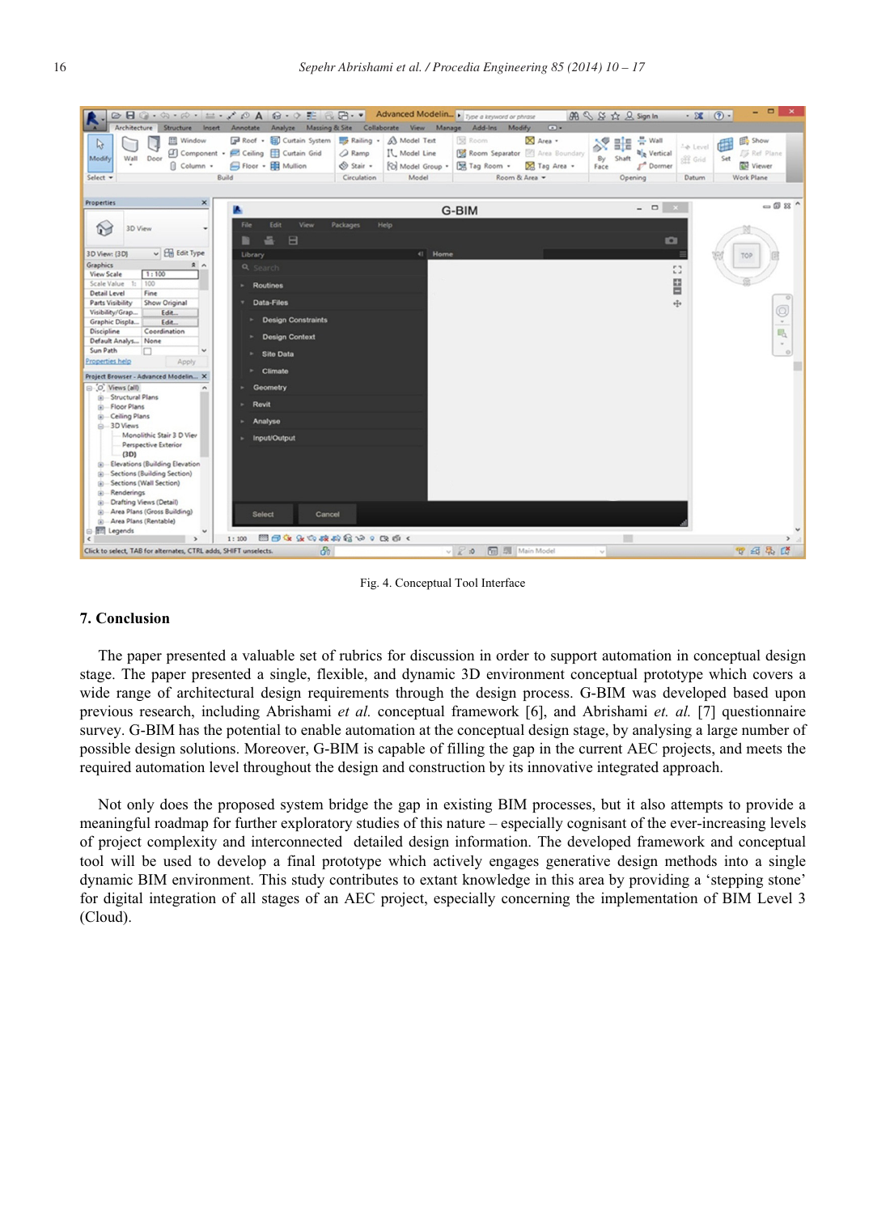Fig. 4. Conceptual Tool Interface

## 7. Conclusion

The paper presented a valuable set of rubrics for discussion in order to support automation in conceptual design stage. The paper presented a single, flexible, and dynamic 3D environment conceptual prototype which covers a wide range of architectural design requirements through the design process. G-BIM was developed based upon previous research, including Abrishami *et al.* conceptual framework [6], and Abrishami *et. al.* [7] questionnaire survey. G-BIM has the potential to enable automation at the conceptual design stage, by analysing a large number of possible design solutions. Moreover, G-BIM is capable of filling the gap in the current AEC projects, and meets the required automation level throughout the design and construction by its innovative integrated approach.

Not only does the proposed system bridge the gap in existing BIM processes, but it also attempts to provide a meaningful roadmap for further exploratory studies of this nature – especially cognisant of the ever-increasing levels of project complexity and interconnected detailed design information. The developed framework and conceptual tool will be used to develop a final prototype which actively engages generative design methods into a single dynamic BIM environment. This study contributes to extant knowledge in this area by providing a 'stepping stone' for digital integration of all stages of an AEC project, especially concerning the implementation of BIM Level 3 (Cloud).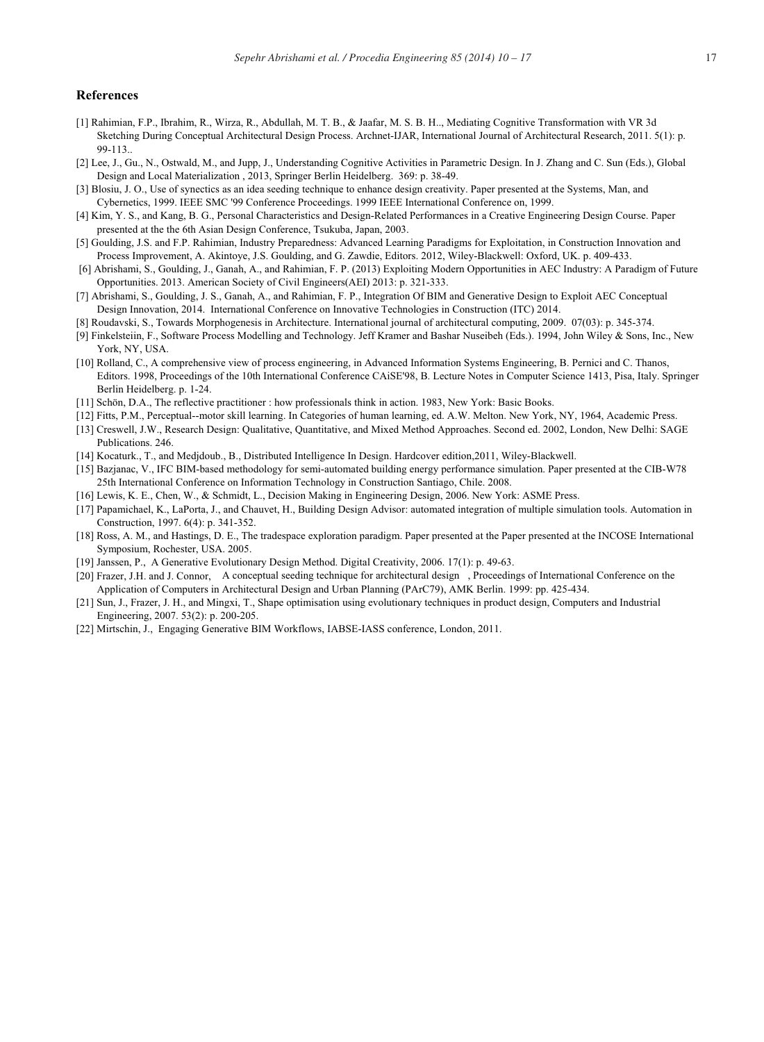## References

[1] Rahimian, F.P., Ibrahim, R., Wirza, R., Abdullah, M. T. B., & Jaafar, M. S. B. H.., Mediating Cognitive Transformation with VR 3d Sketching During Conceptual Architectural Design Process. Archnet-IJAR, International Journal of Architectural Research, 2011. 5(1): p. 99-113..

[2] Lee, J., Gu., N., Ostwald, M., and Jupp, J., Understanding Cognitive Activities in Parametric Design. In J. Zhang and C. Sun (Eds.), Global Design and Local Materialization , 2013, Springer Berlin Heidelberg. 369: p. 38-49.

[3] Blosiu, J. O., Use of synectics as an idea seeding technique to enhance design creativity. Paper presented at the Systems, Man, and Cybernetics, 1999. IEEE SMC '99 Conference Proceedings. 1999 IEEE International Conference on, 1999.

[4] Kim, Y. S., and Kang, B. G., Personal Characteristics and Design-Related Performances in a Creative Engineering Design Course. Paper presented at the the 6th Asian Design Conference, Tsukuba, Japan, 2003.

[5] Goulding, J.S. and F.P. Rahimian, Industry Preparedness: Advanced Learning Paradigms for Exploitation, in Construction Innovation and Process Improvement, A. Akintoye, J.S. Goulding, and G. Zawdie, Editors. 2012, Wiley-Blackwell: Oxford, UK. p. 409-433.

[6] Abrishami, S., Goulding, J., Ganah, A., and Rahimian, F. P. (2013) Exploiting Modern Opportunities in AEC Industry: A Paradigm of Future Opportunities. 2013. American Society of Civil Engineers(AEI) 2013: p. 321-333.

[7] Abrishami, S., Goulding, J. S., Ganah, A., and Rahimian, F. P., Integration Of BIM and Generative Design to Exploit AEC Conceptual Design Innovation, 2014. International Conference on Innovative Technologies in Construction (ITC) 2014.

[8] Roudavski, S., Towards Morphogenesis in Architecture. International journal of architectural computing, 2009. 07(03): p. 345-374.

[9] Finkelsteiin, F., Software Process Modelling and Technology. Jeff Kramer and Bashar Nuseibeh (Eds.). 1994, John Wiley & Sons, Inc., New York, NY, USA.

[10] Rolland, C., A comprehensive view of process engineering, in Advanced Information Systems Engineering, B. Pernici and C. Thanos, Editors. 1998, Proceedings of the 10th International Conference CAiSE'98, B. Lecture Notes in Computer Science 1413, Pisa, Italy. Springer Berlin Heidelberg. p. 1-24.

[11] Schön, D.A., The reflective practitioner : how professionals think in action. 1983, New York: Basic Books.

[12] Fitts, P.M., Perceptual--motor skill learning. In Categories of human learning, ed. A.W. Melton. New York, NY, 1964, Academic Press.

[13] Creswell, J.W., Research Design: Qualitative, Quantitative, and Mixed Method Approaches. Second ed. 2002, London, New Delhi: SAGE Publications. 246.

[14] Kocaturk., T., and Medjdoub., B., Distributed Intelligence In Design. Hardcover edition,2011, Wiley-Blackwell.

[15] Bazjanac, V., IFC BIM-based methodology for semi-automated building energy performance simulation. Paper presented at the CIB-W78 25th International Conference on Information Technology in Construction Santiago, Chile. 2008.

[16] Lewis, K. E., Chen, W., & Schmidt, L., Decision Making in Engineering Design, 2006. New York: ASME Press.

[17] Papamichael, K., LaPorta, J., and Chauvet, H., Building Design Advisor: automated integration of multiple simulation tools. Automation in Construction, 1997. 6(4): p. 341-352.

[18] Ross, A. M., and Hastings, D. E., The tradespace exploration paradigm. Paper presented at the Paper presented at the INCOSE International Symposium, Rochester, USA. 2005.

[19] Janssen, P., A Generative Evolutionary Design Method. Digital Creativity, 2006. 17(1): p. 49-63.

[20] Frazer, J.H. and J. Connor, A conceptual seeding technique for architectural design , Proceedings of International Conference on the Application of Computers in Architectural Design and Urban Planning (PArC79), AMK Berlin. 1999: pp. 425-434.

[21] Sun, J., Frazer, J. H., and Mingxi, T., Shape optimisation using evolutionary techniques in product design, Computers and Industrial Engineering, 2007. 53(2): p. 200-205.

[22] Mirtschin, J., Engaging Generative BIM Workflows, IABSE-IASS conference, London, 2011.